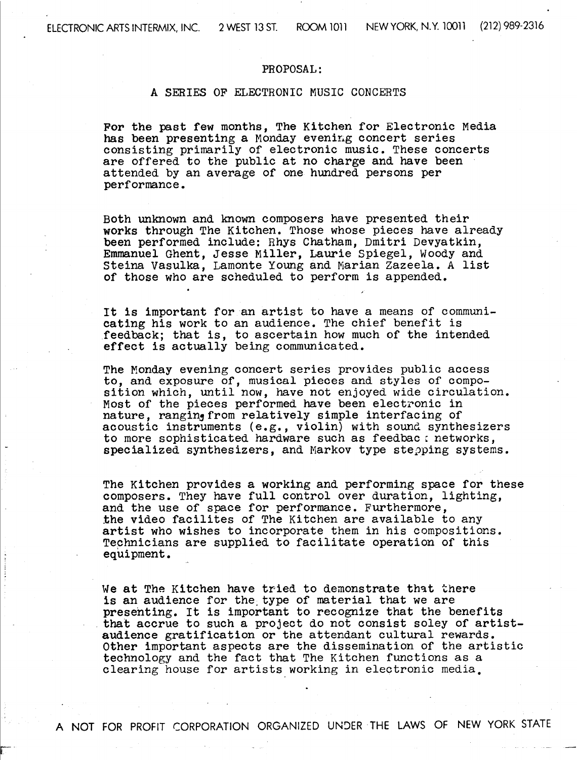ELECTRONIC ARTS INTERMIX, INC. 2 WEST 13 ST. ROOM 1011 NEW YORK, N.Y. 10011 (212) 989-2316

PROPOSAL:

A SERIES OF ELECTRONIC MUSIC CONCERTS

For the past few months, The Kitchen for Electronic Media has been presenting a Monday evening concert series consisting primarily of electronic music. These concerts are offered to the public at no charge and have been attended by an average of one hundred persons per performance.

Both unknown and known composers have presented their works through The Kitchen. Those whose pieces have already been performed include: Rhys Chatham, Dmitri Devyatkin, Emmanuel Ghent, Jesse Miller, Laurie Spiegel, Woody and Steina Vasulka, Lamonte Young and Marian Zazeela. A list of those who are scheduled to perform is appended.

It is important for an artist to have a means of communicating his work to an audience. The chief benefit is feedback; that is, to ascertain how much of the intended effect is actually being communicated.

The Monday evening concert series provides public access to, and exposure of, musical pieces and styles of composition which, until now, have not enjoyed wide circulation. Most of the pieces performed have been electronic in nature, ranging from relatively simple interfacing of acoustic instruments (e.g., violin) with sound synthesizers to more sophisticated hardware such as feedback networks, specialized synthesizers, and Markov type stepping systems.

The Kitchen provides a working and performing space for these composers. They have full control over duration, lighting, and the use of space for performance. Furthermore, the video facilites of The Kitchen are available to any artist who wishes to incorporate them in his compositions. Technicians are supplied to facilitate operation of this equipment.

We at The Kitchen have tried to demonstrate that there is an audience for the type of material that we are presenting. It is important to recognize that the benefits that accrue to such a project do not consist soley of artist-audience gratification or the attendant cultural rewards. Other important aspects are the dissemination of the artistic technology and the fact that The Kitchen functions as a clearing house for artists working in electronic media.

A NOT FOR PROFIT CORPORATION ORGANIZED UNDER THE LAWS OF NEW YORK STATE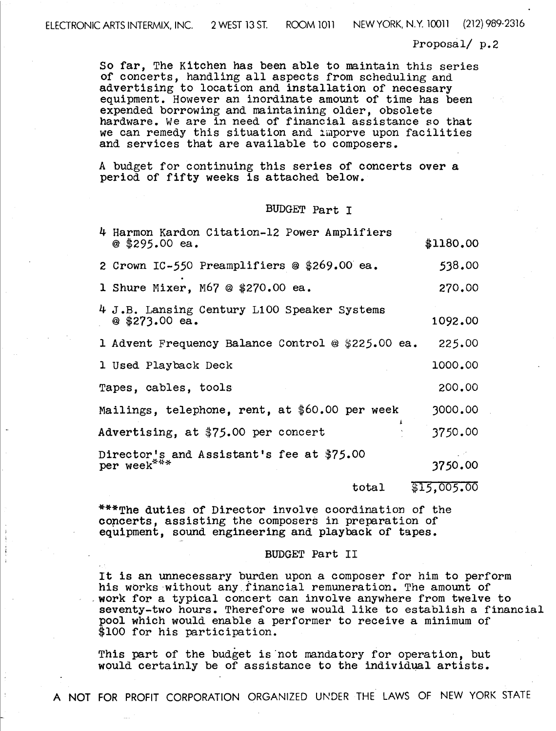So far, The Kitchen has been able to maintain this series of concerts, handling all aspects from scheduling and advertising to location and installation of necessary equipment. However an inordinate amount of time has been expended borrowing and maintaining older, obsolete hardware. We are in need of financial assistance so that we can remedy this situation and imporve upon facilities and services that are available to composers.

A budget for continuing this series of concerts over a period of fifty weeks is attached below.

## BUDGET Part I

| Item | Amount |
|---|---|
| 4 Harmon Kardon Citation-12 Power Amplifiers @ $295.00 ea. | $1180.00 |
| 2 Crown IC-550 Preamplifiers @ $269.00 ea. | 538.00 |
| 1 Shure Mixer, M67 @ $270.00 ea. | 270.00 |
| 4 J.B. Lansing Century L100 Speaker Systems @ $273.00 ea. | 1092.00 |
| 1 Advent Frequency Balance Control @ $225.00 ea. | 225.00 |
| 1 Used Playback Deck | 1000.00 |
| Tapes, cables, tools | 200.00 |
| Mailings, telephone, rent, at $60.00 per week | 3000.00 |
| Advertising, at $75.00 per concert | 3750.00 |
| Director's and Assistant's fee at $75.00 per week*** | 3750.00 |
| total | $15,005.00 |

***The duties of Director involve coordination of the concerts, assisting the composers in preparation of equipment, sound engineering and playback of tapes.

## BUDGET Part II

It is an unnecessary burden upon a composer for him to perform his works without any financial remuneration. The amount of work for a typical concert can involve anywhere from twelve to seventy-two hours. Therefore we would like to establish a financial pool which would enable a performer to receive a minimum of $100 for his participation.

This part of the budget is not mandatory for operation, but would certainly be of assistance to the individual artists.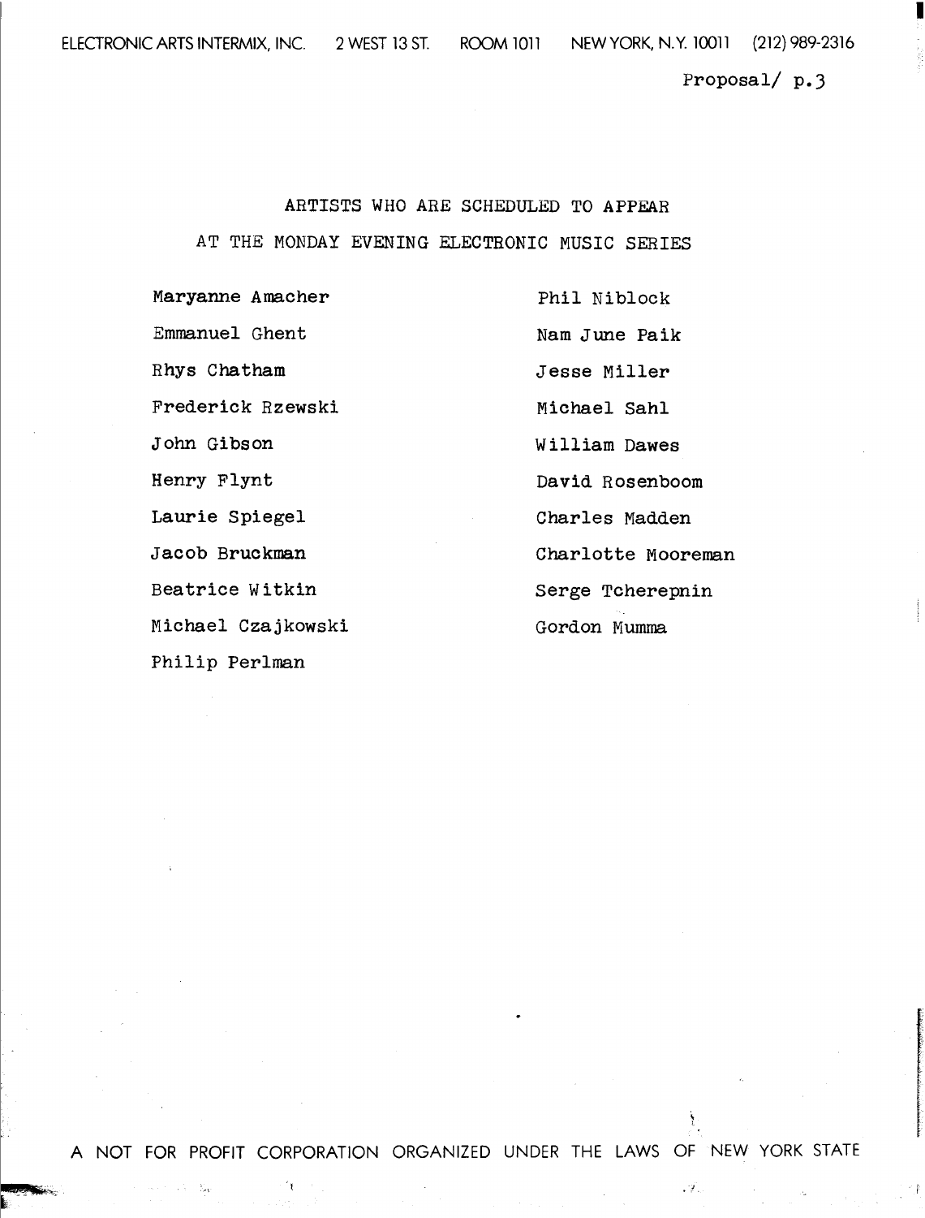# ARTISTS WHO ARE SCHEDULED TO APPEAR AT THE MONDAY EVENING ELECTRONIC MUSIC SERIES

Maryanne Amacher
Emmanuel Ghent
Rhys Chatham
Frederick Rzewski
John Gibson
Henry Flynt
Laurie Spiegel
Jacob Bruckman
Beatrice Witkin
Michael Czajkowski
Philip Perlman
Phil Niblock
Nam June Paik
Jesse Miller
Michael Sahl
William Dawes
David Rosenboom
Charles Madden
Charlotte Mooreman
Serge Tcherepnin
Gordon Mumma